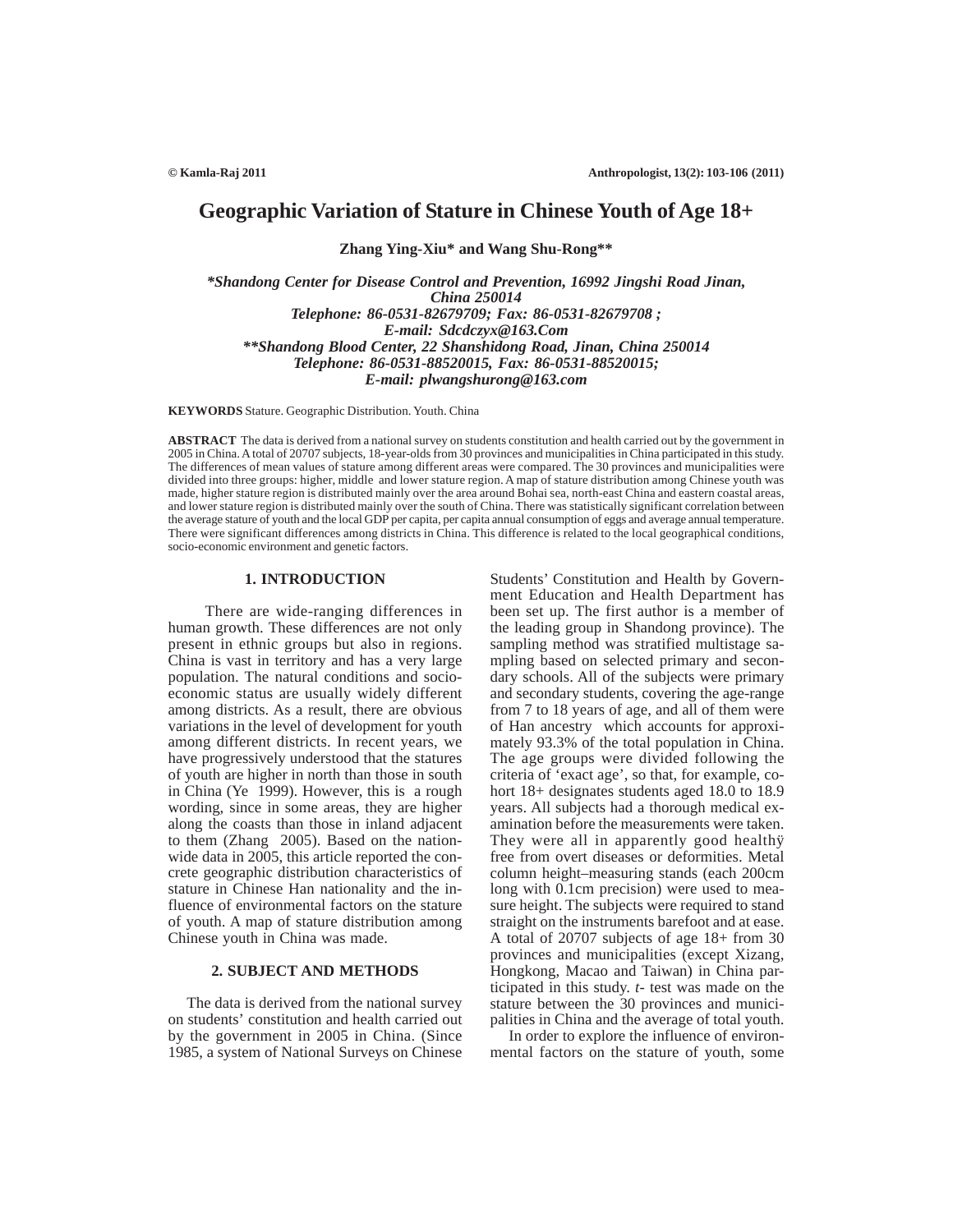# Geographic Variation of Stature in Chinese Youth of Age 18+

**Zhang Ying-Xiu\* and Wang Shu-Rong\*\***

***Shandong Center for Disease Control and Prevention, 16992 Jingshi Road Jinan, China 250014***
***Telephone: 86-0531-82679709; Fax: 86-0531-82679708 ;***
***E-mail: Sdcdczyx@163.Com***
***\*\*Shandong Blood Center, 22 Shanshidong Road, Jinan, China 250014***
***Telephone: 86-0531-88520015, Fax: 86-0531-88520015;***
***E-mail: plwangshurong@163.com***

**KEYWORDS** Stature. Geographic Distribution. Youth. China

**ABSTRACT** The data is derived from a national survey on students constitution and health carried out by the government in 2005 in China. A total of 20707 subjects, 18-year-olds from 30 provinces and municipalities in China participated in this study. The differences of mean values of stature among different areas were compared. The 30 provinces and municipalities were divided into three groups: higher, middle and lower stature region. A map of stature distribution among Chinese youth was made, higher stature region is distributed mainly over the area around Bohai sea, north-east China and eastern coastal areas, and lower stature region is distributed mainly over the south of China. There was statistically significant correlation between the average stature of youth and the local GDP per capita, per capita annual consumption of eggs and average annual temperature. There were significant differences among districts in China. This difference is related to the local geographical conditions, socio-economic environment and genetic factors.

## 1. INTRODUCTION

There are wide-ranging differences in human growth. These differences are not only present in ethnic groups but also in regions. China is vast in territory and has a very large population. The natural conditions and socio-economic status are usually widely different among districts. As a result, there are obvious variations in the level of development for youth among different districts. In recent years, we have progressively understood that the statures of youth are higher in north than those in south in China (Ye 1999). However, this is a rough wording, since in some areas, they are higher along the coasts than those in inland adjacent to them (Zhang 2005). Based on the nation-wide data in 2005, this article reported the concrete geographic distribution characteristics of stature in Chinese Han nationality and the influence of environmental factors on the stature of youth. A map of stature distribution among Chinese youth in China was made.

## 2. SUBJECT AND METHODS

The data is derived from the national survey on students' constitution and health carried out by the government in 2005 in China. (Since 1985, a system of National Surveys on Chinese Students' Constitution and Health by Government Education and Health Department has been set up. The first author is a member of the leading group in Shandong province). The sampling method was stratified multistage sampling based on selected primary and secondary schools. All of the subjects were primary and secondary students, covering the age-range from 7 to 18 years of age, and all of them were of Han ancestry which accounts for approximately 93.3% of the total population in China. The age groups were divided following the criteria of 'exact age', so that, for example, cohort 18+ designates students aged 18.0 to 18.9 years. All subjects had a thorough medical examination before the measurements were taken. They were all in apparently good healthÿ free from overt diseases or deformities. Metal column height–measuring stands (each 200cm long with 0.1cm precision) were used to measure height. The subjects were required to stand straight on the instruments barefoot and at ease. A total of 20707 subjects of age 18+ from 30 provinces and municipalities (except Xizang, Hongkong, Macao and Taiwan) in China participated in this study. *t*- test was made on the stature between the 30 provinces and municipalities in China and the average of total youth.

In order to explore the influence of environmental factors on the stature of youth, some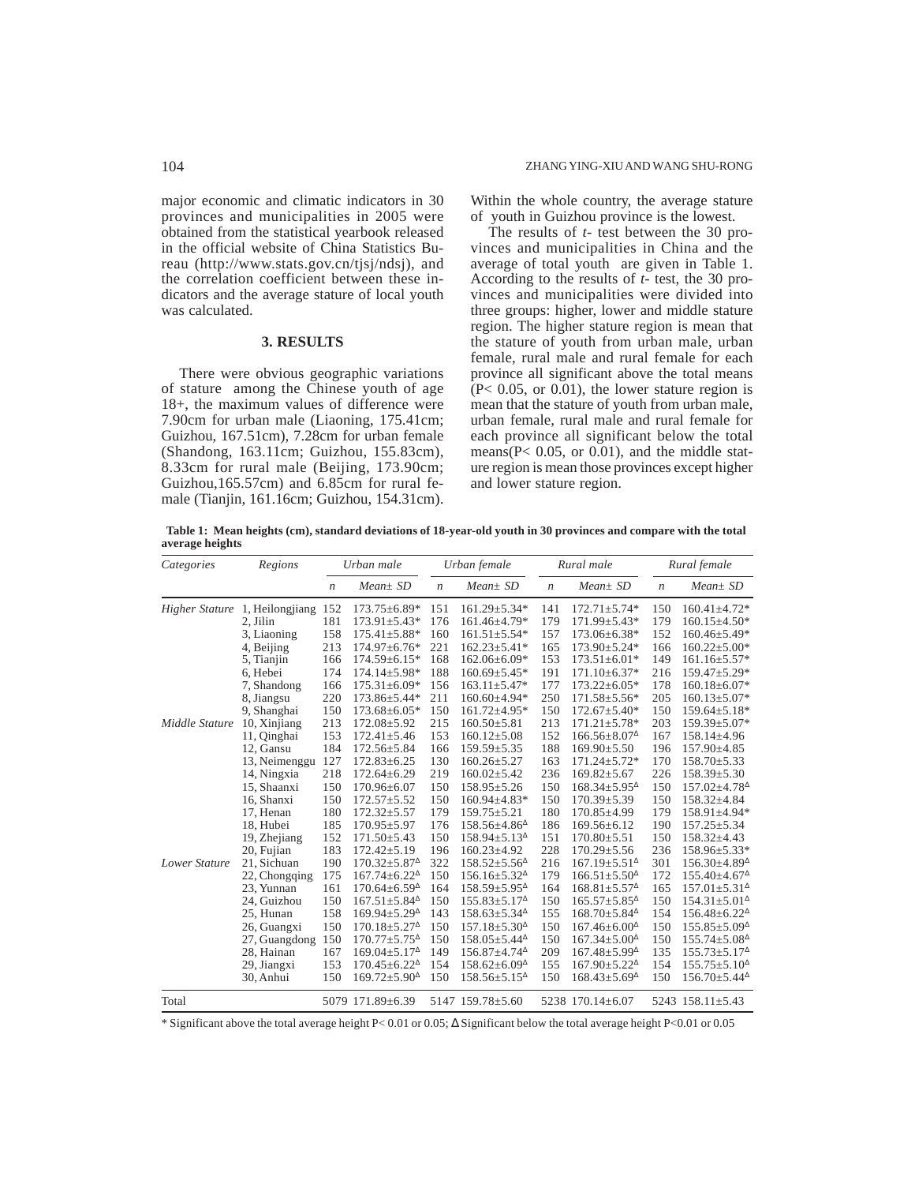major economic and climatic indicators in 30 provinces and municipalities in 2005 were obtained from the statistical yearbook released in the official website of China Statistics Bureau (http://www.stats.gov.cn/tjsj/ndsj), and the correlation coefficient between these indicators and the average stature of local youth was calculated.

## 3. RESULTS

There were obvious geographic variations of stature among the Chinese youth of age 18+, the maximum values of difference were 7.90cm for urban male (Liaoning, 175.41cm; Guizhou, 167.51cm), 7.28cm for urban female (Shandong, 163.11cm; Guizhou, 155.83cm), 8.33cm for rural male (Beijing, 173.90cm; Guizhou,165.57cm) and 6.85cm for rural female (Tianjin, 161.16cm; Guizhou, 154.31cm). Within the whole country, the average stature of youth in Guizhou province is the lowest.

The results of *t*- test between the 30 provinces and municipalities in China and the average of total youth are given in Table 1. According to the results of *t*- test, the 30 provinces and municipalities were divided into three groups: higher, lower and middle stature region. The higher stature region is mean that the stature of youth from urban male, urban female, rural male and rural female for each province all significant above the total means ($P< 0.05$, or 0.01), the lower stature region is mean that the stature of youth from urban male, urban female, rural male and rural female for each province all significant below the total means($P< 0.05$, or 0.01), and the middle stature region is mean those provinces except higher and lower stature region.

**Table 1: Mean heights (cm), standard deviations of 18-year-old youth in 30 provinces and compare with the total average heights**

| *Categories* | *Regions* | *Urban male* | | *Urban female* | | *Rural male* | | *Rural female* | |
|---|---|---|---|---|---|---|---|---|---|
| | | *n* | *Mean± SD* | *n* | *Mean± SD* | *n* | *Mean± SD* | *n* | *Mean± SD* |
| *Higher Stature* | 1, Heilongjiang | 152 | 173.75±6.89* | 151 | 161.29±5.34* | 141 | 172.71±5.74* | 150 | 160.41±4.72* |
| | 2, Jilin | 181 | 173.91±5.43* | 176 | 161.46±4.79* | 179 | 171.99±5.43* | 179 | 160.15±4.50* |
| | 3, Liaoning | 158 | 175.41±5.88* | 160 | 161.51±5.54* | 157 | 173.06±6.38* | 152 | 160.46±5.49* |
| | 4, Beijing | 213 | 174.97±6.76* | 221 | 162.23±5.41* | 165 | 173.90±5.24* | 166 | 160.22±5.00* |
| | 5, Tianjin | 166 | 174.59±6.15* | 168 | 162.06±6.09* | 153 | 173.51±6.01* | 149 | 161.16±5.57* |
| | 6, Hebei | 174 | 174.14±5.98* | 188 | 160.69±5.45* | 191 | 171.10±6.37* | 216 | 159.47±5.29* |
| | 7, Shandong | 166 | 175.31±6.09* | 156 | 163.11±5.47* | 177 | 173.22±6.05* | 178 | 160.18±6.07* |
| | 8, Jiangsu | 220 | 173.86±5.44* | 211 | 160.60±4.94* | 250 | 171.58±5.56* | 205 | 160.13±5.07* |
| | 9, Shanghai | 150 | 173.68±6.05* | 150 | 161.72±4.95* | 150 | 172.67±5.40* | 150 | 159.64±5.18* |
| *Middle Stature* | 10, Xinjiang | 213 | 172.08±5.92 | 215 | 160.50±5.81 | 213 | 171.21±5.78* | 203 | 159.39±5.07* |
| | 11, Qinghai | 153 | 172.41±5.46 | 153 | 160.12±5.08 | 152 | 166.56±8.07$^{\Delta}$ | 167 | 158.14±4.96 |
| | 12, Gansu | 184 | 172.56±5.84 | 166 | 159.59±5.35 | 188 | 169.90±5.50 | 196 | 157.90±4.85 |
| | 13, Neimenggu | 127 | 172.83±6.25 | 130 | 160.26±5.27 | 163 | 171.24±5.72* | 170 | 158.70±5.33 |
| | 14, Ningxia | 218 | 172.64±6.29 | 219 | 160.02±5.42 | 236 | 169.82±5.67 | 226 | 158.39±5.30 |
| | 15, Shaanxi | 150 | 170.96±6.07 | 150 | 158.95±5.26 | 150 | 168.34±5.95$^{\Delta}$ | 150 | 157.02±4.78$^{\Delta}$ |
| | 16, Shanxi | 150 | 172.57±5.52 | 150 | 160.94±4.83* | 150 | 170.39±5.39 | 150 | 158.32±4.84 |
| | 17, Henan | 180 | 172.32±5.57 | 179 | 159.75±5.21 | 180 | 170.85±4.99 | 179 | 158.91±4.94* |
| | 18, Hubei | 185 | 170.95±5.97 | 176 | 158.56±4.86$^{\Delta}$ | 186 | 169.56±6.12 | 190 | 157.25±5.34 |
| | 19, Zhejiang | 152 | 171.50±5.43 | 150 | 158.94±5.13$^{\Delta}$ | 151 | 170.80±5.51 | 150 | 158.32±4.43 |
| | 20, Fujian | 183 | 172.42±5.19 | 196 | 160.23±4.92 | 228 | 170.29±5.56 | 236 | 158.96±5.33* |
| *Lower Stature* | 21, Sichuan | 190 | 170.32±5.87$^{\Delta}$ | 322 | 158.52±5.56$^{\Delta}$ | 216 | 167.19±5.51$^{\Delta}$ | 301 | 156.30±4.89$^{\Delta}$ |
| | 22, Chongqing | 175 | 167.74±6.22$^{\Delta}$ | 150 | 156.16±5.32$^{\Delta}$ | 179 | 166.51±5.50$^{\Delta}$ | 172 | 155.40±4.67$^{\Delta}$ |
| | 23, Yunnan | 161 | 170.64±6.59$^{\Delta}$ | 164 | 158.59±5.95$^{\Delta}$ | 164 | 168.81±5.57$^{\Delta}$ | 165 | 157.01±5.31$^{\Delta}$ |
| | 24, Guizhou | 150 | 167.51±5.84$^{\Delta}$ | 150 | 155.83±5.17$^{\Delta}$ | 150 | 165.57±5.85$^{\Delta}$ | 150 | 154.31±5.01$^{\Delta}$ |
| | 25, Hunan | 158 | 169.94±5.29$^{\Delta}$ | 143 | 158.63±5.34$^{\Delta}$ | 155 | 168.70±5.84$^{\Delta}$ | 154 | 156.48±6.22$^{\Delta}$ |
| | 26, Guangxi | 150 | 170.18±5.27$^{\Delta}$ | 150 | 157.18±5.30$^{\Delta}$ | 150 | 167.46±6.00$^{\Delta}$ | 150 | 155.85±5.09$^{\Delta}$ |
| | 27, Guangdong | 150 | 170.77±5.75$^{\Delta}$ | 150 | 158.05±5.44$^{\Delta}$ | 150 | 167.34±5.00$^{\Delta}$ | 150 | 155.74±5.08$^{\Delta}$ |
| | 28, Hainan | 167 | 169.04±5.17$^{\Delta}$ | 149 | 156.87±4.74$^{\Delta}$ | 209 | 167.48±5.99$^{\Delta}$ | 135 | 155.73±5.17$^{\Delta}$ |
| | 29, Jiangxi | 153 | 170.45±6.22$^{\Delta}$ | 154 | 158.62±6.09$^{\Delta}$ | 155 | 167.90±5.22$^{\Delta}$ | 154 | 155.75±5.10$^{\Delta}$ |
| | 30, Anhui | 150 | 169.72±5.90$^{\Delta}$ | 150 | 158.56±5.15$^{\Delta}$ | 150 | 168.43±5.69$^{\Delta}$ | 150 | 156.70±5.44$^{\Delta}$ |
| Total | | 5079 | 171.89±6.39 | 5147 | 159.78±5.60 | 5238 | 170.14±6.07 | 5243 | 158.11±5.43 |

* Significant above the total average height $P< 0.01$ or 0.05; Δ Significant below the total average height $P<0.01$ or 0.05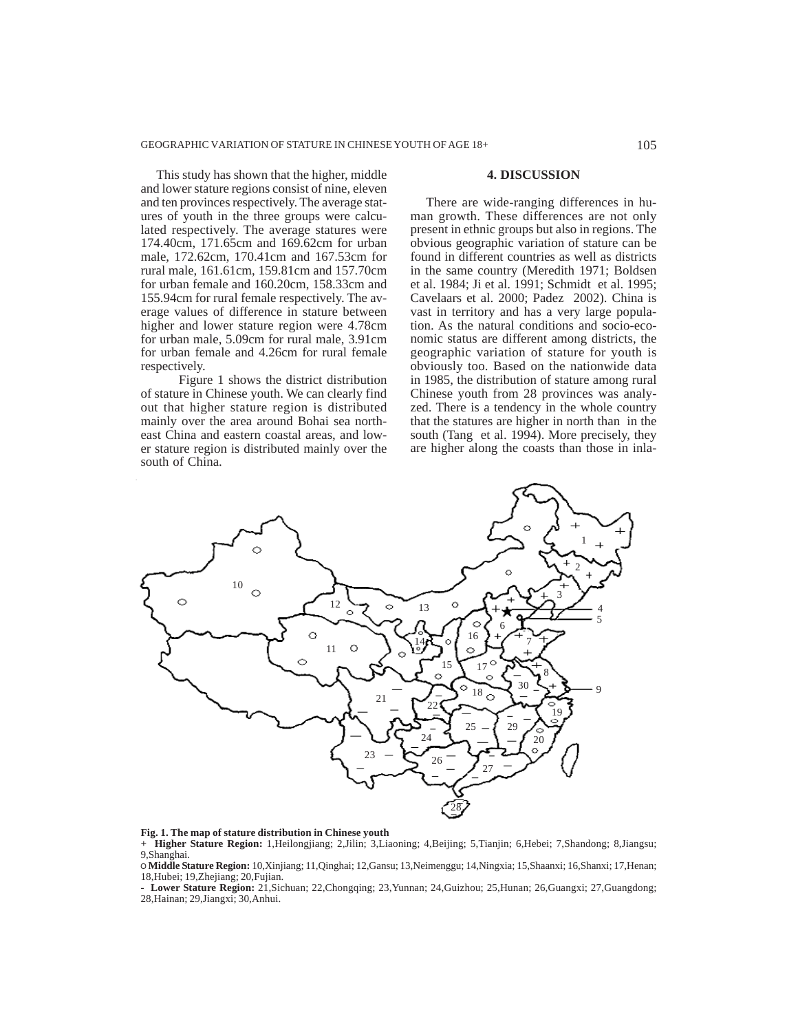This study has shown that the higher, middle and lower stature regions consist of nine, eleven and ten provinces respectively. The average statures of youth in the three groups were calculated respectively. The average statures were 174.40cm, 171.65cm and 169.62cm for urban male, 172.62cm, 170.41cm and 167.53cm for rural male, 161.61cm, 159.81cm and 157.70cm for urban female and 160.20cm, 158.33cm and 155.94cm for rural female respectively. The average values of difference in stature between higher and lower stature region were 4.78cm for urban male, 5.09cm for rural male, 3.91cm for urban female and 4.26cm for rural female respectively.

Figure 1 shows the district distribution of stature in Chinese youth. We can clearly find out that higher stature region is distributed mainly over the area around Bohai sea northeast China and eastern coastal areas, and lower stature region is distributed mainly over the south of China.

## 4. DISCUSSION

There are wide-ranging differences in human growth. These differences are not only present in ethnic groups but also in regions. The obvious geographic variation of stature can be found in different countries as well as districts in the same country (Meredith 1971; Boldsen et al. 1984; Ji et al. 1991; Schmidt et al. 1995; Cavelaars et al. 2000; Padez 2002). China is vast in territory and has a very large population. As the natural conditions and socio-economic status are different among districts, the geographic variation of stature for youth is obviously too. Based on the nationwide data in 1985, the distribution of stature among rural Chinese youth from 28 provinces was analyzed. There is a tendency in the whole country that the statures are higher in north than in the south (Tang et al. 1994). More precisely, they are higher along the coasts than those in inla-

**Fig. 1. The map of stature distribution in Chinese youth**

\+ **Higher Stature Region:** 1,Heilongjiang; 2,Jilin; 3,Liaoning; 4,Beijing; 5,Tianjin; 6,Hebei; 7,Shandong; 8,Jiangsu; 9,Shanghai.

○ **Middle Stature Region:** 10,Xinjiang; 11,Qinghai; 12,Gansu; 13,Neimenggu; 14,Ningxia; 15,Shaanxi; 16,Shanxi; 17,Henan; 18,Hubei; 19,Zhejiang; 20,Fujian.

\- **Lower Stature Region:** 21,Sichuan; 22,Chongqing; 23,Yunnan; 24,Guizhou; 25,Hunan; 26,Guangxi; 27,Guangdong; 28,Hainan; 29,Jiangxi; 30,Anhui.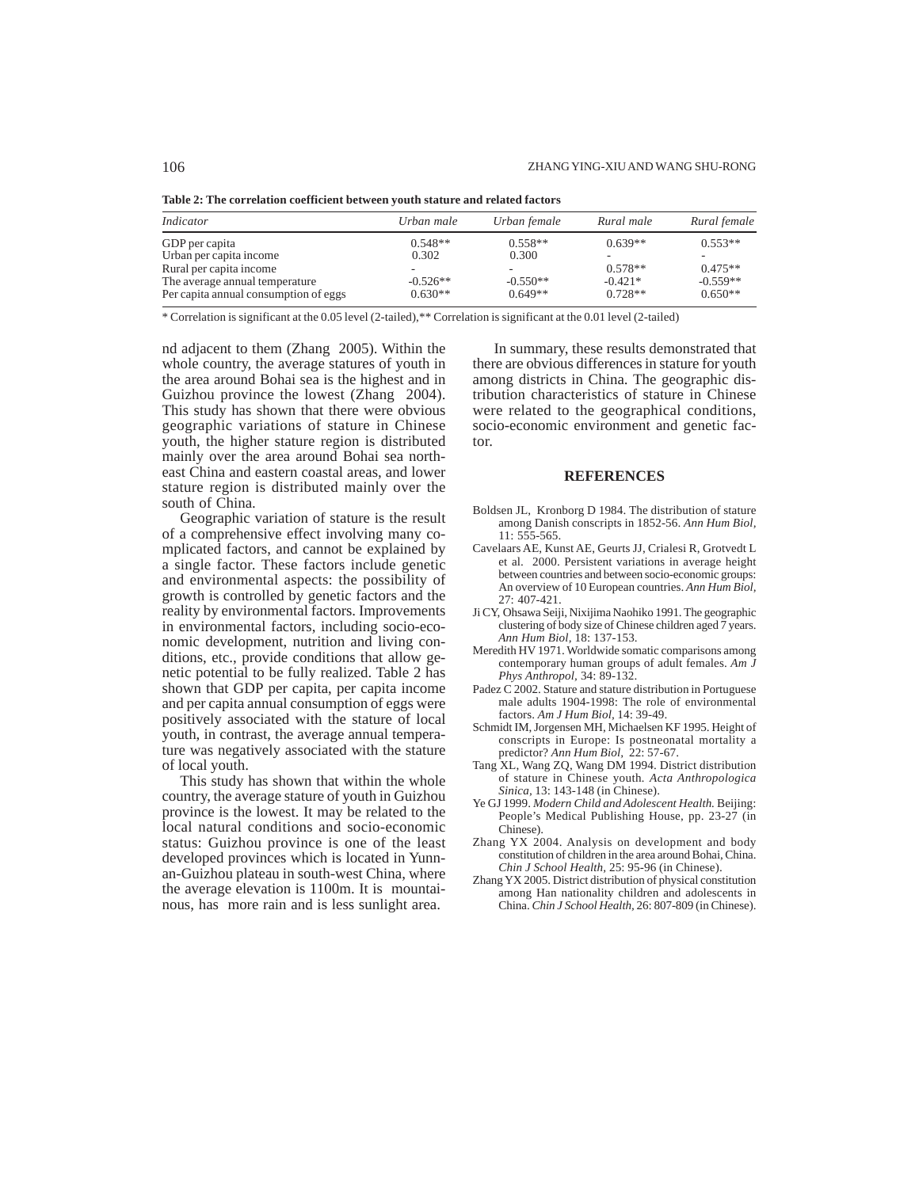**Table 2: The correlation coefficient between youth stature and related factors**

| *Indicator* | *Urban male* | *Urban female* | *Rural male* | *Rural female* |
|---|---|---|---|---|
| GDP per capita | 0.548** | 0.558** | 0.639** | 0.553** |
| Urban per capita income | 0.302 | 0.300 | - | - |
| Rural per capita income | - | - | 0.578** | 0.475** |
| The average annual temperature | -0.526** | -0.550** | -0.421* | -0.559** |
| Per capita annual consumption of eggs | 0.630** | 0.649** | 0.728** | 0.650** |

* Correlation is significant at the 0.05 level (2-tailed),** Correlation is significant at the 0.01 level (2-tailed)

nd adjacent to them (Zhang 2005). Within the whole country, the average statures of youth in the area around Bohai sea is the highest and in Guizhou province the lowest (Zhang 2004). This study has shown that there were obvious geographic variations of stature in Chinese youth, the higher stature region is distributed mainly over the area around Bohai sea northeast China and eastern coastal areas, and lower stature region is distributed mainly over the south of China.

Geographic variation of stature is the result of a comprehensive effect involving many complicated factors, and cannot be explained by a single factor. These factors include genetic and environmental aspects: the possibility of growth is controlled by genetic factors and the reality by environmental factors. Improvements in environmental factors, including socio-economic development, nutrition and living conditions, etc., provide conditions that allow genetic potential to be fully realized. Table 2 has shown that GDP per capita, per capita income and per capita annual consumption of eggs were positively associated with the stature of local youth, in contrast, the average annual temperature was negatively associated with the stature of local youth.

This study has shown that within the whole country, the average stature of youth in Guizhou province is the lowest. It may be related to the local natural conditions and socio-economic status: Guizhou province is one of the least developed provinces which is located in Yunnan-Guizhou plateau in south-west China, where the average elevation is 1100m. It is mountainous, has more rain and is less sunlight area.

In summary, these results demonstrated that there are obvious differences in stature for youth among districts in China. The geographic distribution characteristics of stature in Chinese were related to the geographical conditions, socio-economic environment and genetic factor.

## REFERENCES

Boldsen JL, Kronborg D 1984. The distribution of stature among Danish conscripts in 1852-56. *Ann Hum Biol,* 11: 555-565.

Cavelaars AE, Kunst AE, Geurts JJ, Crialesi R, Grotvedt L et al. 2000. Persistent variations in average height between countries and between socio-economic groups: An overview of 10 European countries. *Ann Hum Biol,* 27: 407-421.

Ji CY, Ohsawa Seiji, Nixijima Naohiko 1991. The geographic clustering of body size of Chinese children aged 7 years. *Ann Hum Biol,* 18: 137-153.

Meredith HV 1971. Worldwide somatic comparisons among contemporary human groups of adult females. *Am J Phys Anthropol,* 34: 89-132.

Padez C 2002. Stature and stature distribution in Portuguese male adults 1904-1998: The role of environmental factors. *Am J Hum Biol,* 14: 39-49.

Schmidt IM, Jorgensen MH, Michaelsen KF 1995. Height of conscripts in Europe: Is postneonatal mortality a predictor? *Ann Hum Biol,* 22: 57-67.

Tang XL, Wang ZQ, Wang DM 1994. District distribution of stature in Chinese youth. *Acta Anthropologica Sinica,* 13: 143-148 (in Chinese).

Ye GJ 1999. *Modern Child and Adolescent Health.* Beijing: People's Medical Publishing House, pp. 23-27 (in Chinese).

Zhang YX 2004. Analysis on development and body constitution of children in the area around Bohai, China. *Chin J School Health,* 25: 95-96 (in Chinese).

Zhang YX 2005. District distribution of physical constitution among Han nationality children and adolescents in China. *Chin J School Health,* 26: 807-809 (in Chinese).